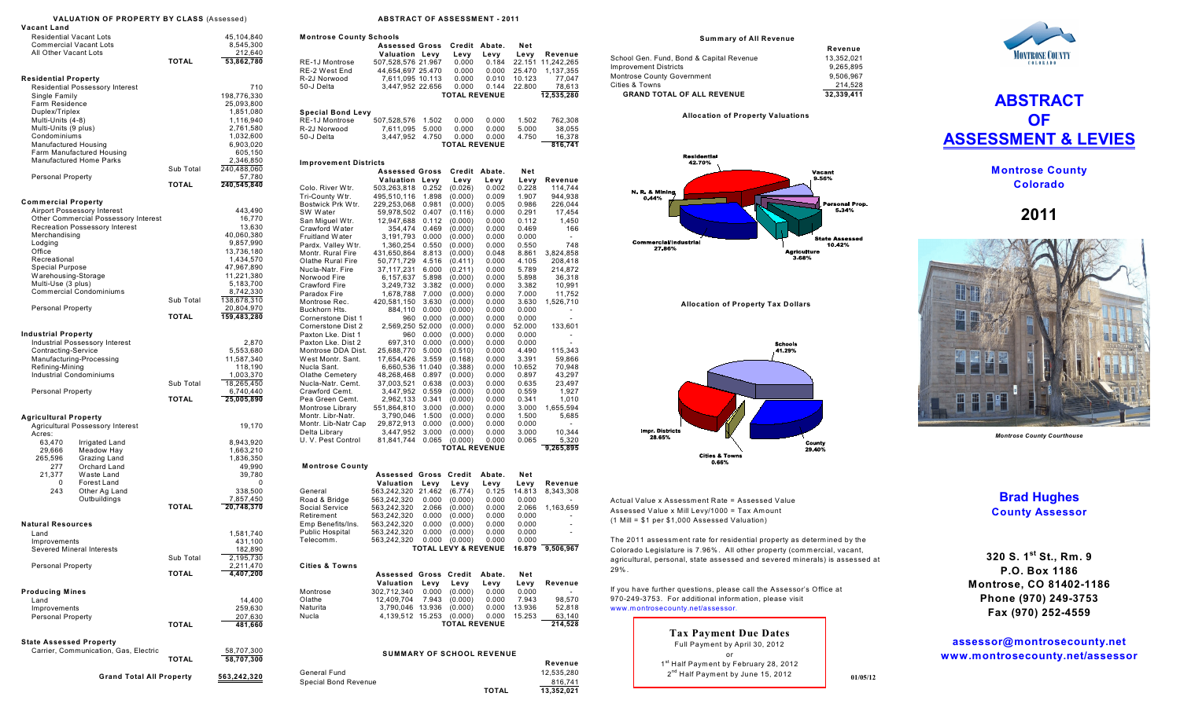# VALUATION OF PROPERTY BY CLASS (Assessed)

### Vacant Land

| | | |
|---|---|---|
| Residential Vacant Lots | | 45,104,840 |
| Commercial Vacant Lots | | 8,545,300 |
| All Other Vacant Lots | | 212,640 |
| | TOTAL | 53,862,780 |

### Residential Property

| | | |
|---|---|---|
| Residential Possessory Interest | | 710 |
| Single Family | | 198,776,330 |
| Farm Residence | | 25,093,800 |
| Duplex/Triplex | | 1,851,080 |
| Multi-Units (4-8) | | 1,116,940 |
| Multi-Units (9 plus) | | 2,761,580 |
| Condominiums | | 1,032,600 |
| Manufactured Housing | | 6,903,020 |
| Farm Manufactured Housing | | 605,150 |
| Manufactured Home Parks | | 2,346,850 |
| | Sub Total | 240,488,060 |
| Personal Property | | 57,780 |
| | TOTAL | 240,545,840 |

### Commercial Property

| | | |
|---|---|---|
| Airport Possessory Interest | | 443,490 |
| Other Commercial Possessory Interest | | 16,770 |
| Recreation Possessory Interest | | 13,630 |
| Merchandising | | 40,060,380 |
| Lodging | | 9,857,990 |
| Office | | 13,736,180 |
| Recreational | | 1,434,570 |
| Special Purpose | | 47,967,890 |
| Warehousing-Storage | | 11,221,380 |
| Multi-Use (3 plus) | | 5,183,700 |
| Commercial Condominiums | | 8,742,330 |
| | Sub Total | 138,678,310 |
| Personal Property | | 20,804,970 |
| | TOTAL | 159,483,280 |

### Industrial Property

| | | |
|---|---|---|
| Industrial Possessory Interest | | 2,870 |
| Contracting-Service | | 5,553,680 |
| Manufacturing-Processing | | 11,587,340 |
| Refining-Mining | | 118,190 |
| Industrial Condominiums | | 1,003,370 |
| | Sub Total | 18,265,450 |
| Personal Property | | 6,740,440 |
| | TOTAL | 25,005,890 |

### Agricultural Property

| Acres | | | |
|---|---|---|---|
| | Agricultural Possessory Interest | | 19,170 |
| 63,470 | Irrigated Land | | 8,943,920 |
| 29,666 | Meadow Hay | | 1,663,210 |
| 265,596 | Grazing Land | | 1,836,350 |
| 277 | Orchard Land | | 49,990 |
| 21,377 | Waste Land | | 39,780 |
| 0 | Forest Land | | 0 |
| 243 | Other Ag Land | | 338,500 |
| | Outbuildings | | 7,857,450 |
| | | TOTAL | 20,748,370 |

### Natural Resources

| | | |
|---|---|---|
| Land | | 1,581,740 |
| Improvements | | 431,100 |
| Severed Mineral Interests | | 182,890 |
| | Sub Total | 2,195,730 |
| Personal Property | | 2,211,470 |
| | TOTAL | 4,407,200 |

### Producing Mines

| | | |
|---|---|---|
| Land | | 14,400 |
| Improvements | | 259,630 |
| Personal Property | | 207,630 |
| | TOTAL | 481,660 |

### State Assessed Property

| | | |
|---|---|---|
| Carrier, Communication, Gas, Electric | | 58,707,300 |
| | TOTAL | 58,707,300 |

**Grand Total All Property 563,242,320**

# ABSTRACT OF ASSESSMENT - 2011

### Montrose County Schools

| | Assessed Valuation | Gross Levy | Credit Levy | Abate. Levy | Net Levy | Revenue |
|---|---|---|---|---|---|---|
| RE-1J Montrose | 507,528,576 | 21.967 | 0.000 | 0.184 | 22.151 | 11,242,265 |
| RE-2 West End | 44,654,697 | 25.470 | 0.000 | 0.000 | 25.470 | 1,137,355 |
| R-2J Norwood | 7,611,095 | 10.113 | 0.000 | 0.010 | 10.123 | 77,047 |
| 50-J Delta | 3,447,952 | 22.656 | 0.000 | 0.144 | 22.800 | 78,613 |
| | | | TOTAL REVENUE | | | 12,535,280 |

### Special Bond Levy

| | | | | | | |
|---|---|---|---|---|---|---|
| RE-1J Montrose | 507,528,576 | 1.502 | 0.000 | 0.000 | 1.502 | 762,308 |
| R-2J Norwood | 7,611,095 | 5.000 | 0.000 | 0.000 | 5.000 | 38,055 |
| 50-J Delta | 3,447,952 | 4.750 | 0.000 | 0.000 | 4.750 | 16,378 |
| | | | TOTAL REVENUE | | | 816,741 |

### Improvement Districts

| | Assessed Valuation | Gross Levy | Credit Levy | Abate. Levy | Net Levy | Revenue |
|---|---|---|---|---|---|---|
| Colo. River Wtr. | 503,263,818 | 0.252 | (0.026) | 0.002 | 0.228 | 114,744 |
| Tri-County Wtr. | 495,510,116 | 1.898 | (0.000) | 0.009 | 1.907 | 944,938 |
| Bostwick Prk Wtr. | 229,253,068 | 0.981 | (0.000) | 0.005 | 0.986 | 226,044 |
| SW Water | 59,978,502 | 0.407 | (0.116) | 0.000 | 0.291 | 17,454 |
| San Miguel Wtr. | 12,947,688 | 0.112 | (0.000) | 0.000 | 0.112 | 1,450 |
| Crawford Water | 354,474 | 0.469 | (0.000) | 0.000 | 0.469 | 166 |
| Fruitland Water | 3,191,793 | 0.000 | (0.000) | 0.000 | 0.000 | - |
| Pardx. Valley Wtr. | 1,360,254 | 0.550 | (0.000) | 0.000 | 0.550 | 748 |
| Montr. Rural Fire | 431,650,864 | 8.813 | (0.000) | 0.048 | 8.861 | 3,824,858 |
| Olathe Rural Fire | 50,771,729 | 4.516 | (0.411) | 0.000 | 4.105 | 208,418 |
| Nucla-Natr. Fire | 37,117,231 | 6.000 | (0.211) | 0.000 | 5.789 | 214,872 |
| Norwood Fire | 6,157,637 | 5.898 | (0.000) | 0.000 | 5.898 | 36,318 |
| Crawford Fire | 3,249,732 | 3.382 | (0.000) | 0.000 | 3.382 | 10,991 |
| Paradox Fire | 1,678,788 | 7.000 | (0.000) | 0.000 | 7.000 | 11,752 |
| Montrose Rec. | 420,581,150 | 3.630 | (0.000) | 0.000 | 3.630 | 1,526,710 |
| Buckhorn Hts. | 884,110 | 0.000 | (0.000) | 0.000 | 0.000 | - |
| Cornerstone Dist 1 | 960 | 0.000 | (0.000) | 0.000 | 0.000 | - |
| Cornerstone Dist 2 | 2,569,250 | 52.000 | (0.000) | 0.000 | 52.000 | 133,601 |
| Paxton Lke. Dist 1 | 960 | 0.000 | (0.000) | 0.000 | 0.000 | - |
| Paxton Lke. Dist 2 | 697,310 | 0.000 | (0.000) | 0.000 | 0.000 | - |
| Montrose DDA Dist. | 25,688,770 | 5.000 | (0.510) | 0.000 | 4.490 | 115,343 |
| West Montr. Sant. | 17,654,426 | 3.559 | (0.168) | 0.000 | 3.391 | 59,866 |
| Nucla Sant. | 6,660,536 | 11.040 | (0.388) | 0.000 | 10.652 | 70,948 |
| Olathe Cemetery | 48,268,468 | 0.897 | (0.000) | 0.000 | 0.897 | 43,297 |
| Nucla-Natr. Cemt. | 37,003,521 | 0.638 | (0.003) | 0.000 | 0.635 | 23,497 |
| Crawford Cemt. | 3,447,952 | 0.559 | (0.000) | 0.000 | 0.559 | 1,927 |
| Pea Green Cemt. | 2,962,133 | 0.341 | (0.000) | 0.000 | 0.341 | 1,010 |
| Montrose Library | 551,864,810 | 3.000 | (0.000) | 0.000 | 3.000 | 1,655,594 |
| Montr. Libr-Natr. | 3,790,046 | 1.500 | (0.000) | 0.000 | 1.500 | 5,685 |
| Montr. Lib-Natr Cap | 29,872,913 | 0.000 | (0.000) | 0.000 | 0.000 | - |
| Delta Library | 3,447,952 | 3.000 | (0.000) | 0.000 | 3.000 | 10,344 |
| U. V. Pest Control | 81,841,744 | 0.065 | (0.000) | 0.000 | 0.065 | 5,320 |
| | | | TOTAL REVENUE | | | 9,265,895 |

### Montrose County

| | Assessed Valuation | Gross Levy | Credit Levy | Abate. Levy | Net Levy | Revenue |
|---|---|---|---|---|---|---|
| General | 563,242,320 | 21.462 | (6.774) | 0.125 | 14.813 | 8,343,308 |
| Road & Bridge | 563,242,320 | 0.000 | (0.000) | 0.000 | 0.000 | - |
| Social Service | 563,242,320 | 2.066 | (0.000) | 0.000 | 2.066 | 1,163,659 |
| Retirement | 563,242,320 | 0.000 | (0.000) | 0.000 | 0.000 | - |
| Emp Benefits/Ins. | 563,242,320 | 0.000 | (0.000) | 0.000 | 0.000 | - |
| Public Hospital | 563,242,320 | 0.000 | (0.000) | 0.000 | 0.000 | - |
| Telecomm. | 563,242,320 | 0.000 | (0.000) | 0.000 | 0.000 | |
| | | | TOTAL LEVY & REVENUE | | 16.879 | 9,506,967 |

### Cities & Towns

| | Assessed Valuation | Gross Levy | Credit Levy | Abate. Levy | Net Levy | Revenue |
|---|---|---|---|---|---|---|
| Montrose | 302,712,340 | 0.000 | (0.000) | 0.000 | 0.000 | - |
| Olathe | 12,409,704 | 7.943 | (0.000) | 0.000 | 7.943 | 98,570 |
| Naturita | 3,790,046 | 13.936 | (0.000) | 0.000 | 13.936 | 52,818 |
| Nucla | 4,139,512 | 15.253 | (0.000) | 0.000 | 15.253 | 63,140 |
| | | | TOTAL REVENUE | | | 214,528 |

### SUMMARY OF SCHOOL REVENUE

| | Revenue |
|---|---|
| General Fund | 12,535,280 |
| Special Bond Revenue | 816,741 |
| TOTAL | 13,352,021 |

### Summary of All Revenue

| | Revenue |
|---|---|
| School Gen. Fund, Bond & Capital Revenue | 13,352,021 |
| Improvement Districts | 9,265,895 |
| Montrose County Government | 9,506,967 |
| Cities & Towns | 214,528 |
| **GRAND TOTAL OF ALL REVENUE** | **32,339,411** |

### Allocation of Property Valuations

Residential 42.70%; Vacant 9.56%; Personal Prop. 5.34%; State Assessed 10.42%; Agriculture 3.68%; Commercial/Industrial 27.86%; N. R. & Mining 0.44%

### Allocation of Property Tax Dollars

Schools 41.29%; County 29.40%; Cities & Towns 0.66%; Impr. Districts 28.65%

Actual Value x Assessment Rate = Assessed Value
Assessed Value x Mill Levy/1000 = Tax Amount
(1 Mill = $1 per $1,000 Assessed Valuation)

The 2011 assessment rate for residential property as determined by the Colorado Legislature is 7.96%. All other property (commercial, vacant, agricultural, personal, state assessed and severed minerals) is assessed at 29%.

If you have further questions, please call the Assessor's Office at 970-249-3753. For additional information, please visit www.montrosecounty.net/assessor.

**Tax Payment Due Dates**
Full Payment by April 30, 2012
or
1st Half Payment by February 28, 2012
2nd Half Payment by June 15, 2012

01/05/12

MONTROSE COUNTY COLORADO

# ABSTRACT OF ASSESSMENT & LEVIES

## Montrose County Colorado

## 2011

*Montrose County Courthouse*

**Brad Hughes**
**County Assessor**

**320 S. 1st St., Rm. 9**
**P.O. Box 1186**
**Montrose, CO 81402-1186**
**Phone (970) 249-3753**
**Fax (970) 252-4559**

**assessor@montrosecounty.net**
**www.montrosecounty.net/assessor**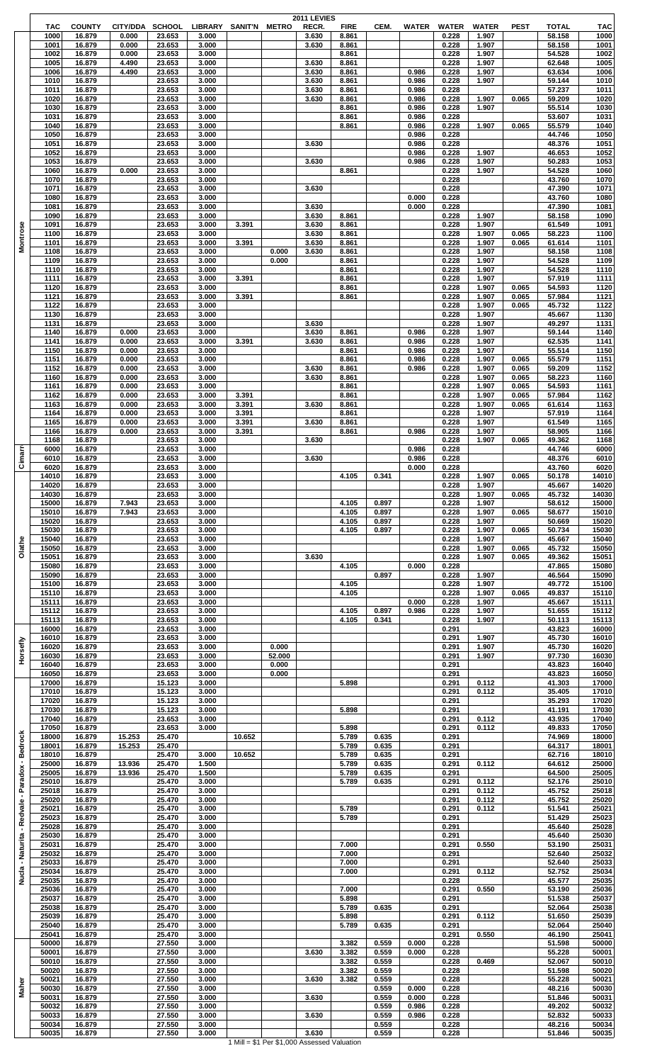**2011 LEVIES**

| | TAC | COUNTY | CITY/DDA | SCHOOL | LIBRARY | SANIT'N | METRO | RECR. | FIRE | CEM. | WATER | WATER | WATER | PEST | TOTAL | TAC |
|---|---|---|---|---|---|---|---|---|---|---|---|---|---|---|---|---|
| Montrose | 1000 | 16.879 | 0.000 | 23.653 | 3.000 | | | 3.630 | 8.861 | | | 0.228 | 1.907 | | 58.158 | 1000 |
| | 1001 | 16.879 | 0.000 | 23.653 | 3.000 | | | 3.630 | 8.861 | | | 0.228 | 1.907 | | 58.158 | 1001 |
| | 1002 | 16.879 | 0.000 | 23.653 | 3.000 | | | | 8.861 | | | 0.228 | 1.907 | | 54.528 | 1002 |
| | 1005 | 16.879 | 4.490 | 23.653 | 3.000 | | | 3.630 | 8.861 | | | 0.228 | 1.907 | | 62.648 | 1005 |
| | 1006 | 16.879 | 4.490 | 23.653 | 3.000 | | | 3.630 | 8.861 | | 0.986 | 0.228 | 1.907 | | 63.634 | 1006 |
| | 1010 | 16.879 | | 23.653 | 3.000 | | | 3.630 | 8.861 | | 0.986 | 0.228 | 1.907 | | 59.144 | 1010 |
| | 1011 | 16.879 | | 23.653 | 3.000 | | | 3.630 | 8.861 | | 0.986 | 0.228 | | | 57.237 | 1011 |
| | 1020 | 16.879 | | 23.653 | 3.000 | | | 3.630 | 8.861 | | 0.986 | 0.228 | 1.907 | 0.065 | 59.209 | 1020 |
| | 1030 | 16.879 | | 23.653 | 3.000 | | | | 8.861 | | 0.986 | 0.228 | 1.907 | | 55.514 | 1030 |
| | 1031 | 16.879 | | 23.653 | 3.000 | | | | 8.861 | | 0.986 | 0.228 | | | 53.607 | 1031 |
| | 1040 | 16.879 | | 23.653 | 3.000 | | | | 8.861 | | 0.986 | 0.228 | 1.907 | 0.065 | 55.579 | 1040 |
| | 1050 | 16.879 | | 23.653 | 3.000 | | | | | | 0.986 | 0.228 | | | 44.746 | 1050 |
| | 1051 | 16.879 | | 23.653 | 3.000 | | | 3.630 | | | 0.986 | 0.228 | | | 48.376 | 1051 |
| | 1052 | 16.879 | | 23.653 | 3.000 | | | | | | 0.986 | 0.228 | 1.907 | | 46.653 | 1052 |
| | 1053 | 16.879 | | 23.653 | 3.000 | | | 3.630 | | | 0.986 | 0.228 | 1.907 | | 50.283 | 1053 |
| | 1060 | 16.879 | 0.000 | 23.653 | 3.000 | | | | 8.861 | | | 0.228 | 1.907 | | 54.528 | 1060 |
| | 1070 | 16.879 | | 23.653 | 3.000 | | | | | | | 0.228 | | | 43.760 | 1070 |
| | 1071 | 16.879 | | 23.653 | 3.000 | | | 3.630 | | | | 0.228 | | | 47.390 | 1071 |
| | 1080 | 16.879 | | 23.653 | 3.000 | | | | | | 0.000 | 0.228 | | | 43.760 | 1080 |
| | 1081 | 16.879 | | 23.653 | 3.000 | | | 3.630 | | | 0.000 | 0.228 | | | 47.390 | 1081 |
| | 1090 | 16.879 | | 23.653 | 3.000 | | | 3.630 | 8.861 | | | 0.228 | 1.907 | | 58.158 | 1090 |
| | 1091 | 16.879 | | 23.653 | 3.000 | 3.391 | | 3.630 | 8.861 | | | 0.228 | 1.907 | | 61.549 | 1091 |
| | 1100 | 16.879 | | 23.653 | 3.000 | | | 3.630 | 8.861 | | | 0.228 | 1.907 | 0.065 | 58.223 | 1100 |
| | 1101 | 16.879 | | 23.653 | 3.000 | 3.391 | | 3.630 | 8.861 | | | 0.228 | 1.907 | 0.065 | 61.614 | 1101 |
| | 1108 | 16.879 | | 23.653 | 3.000 | | 0.000 | 3.630 | 8.861 | | | 0.228 | 1.907 | | 58.158 | 1108 |
| | 1109 | 16.879 | | 23.653 | 3.000 | | 0.000 | | 8.861 | | | 0.228 | 1.907 | | 54.528 | 1109 |
| | 1110 | 16.879 | | 23.653 | 3.000 | | | | 8.861 | | | 0.228 | 1.907 | | 54.528 | 1110 |
| | 1111 | 16.879 | | 23.653 | 3.000 | 3.391 | | | 8.861 | | | 0.228 | 1.907 | | 57.919 | 1111 |
| | 1120 | 16.879 | | 23.653 | 3.000 | | | | 8.861 | | | 0.228 | 1.907 | 0.065 | 54.593 | 1120 |
| | 1121 | 16.879 | | 23.653 | 3.000 | 3.391 | | | 8.861 | | | 0.228 | 1.907 | 0.065 | 57.984 | 1121 |
| | 1122 | 16.879 | | 23.653 | 3.000 | | | | | | | 0.228 | 1.907 | 0.065 | 45.732 | 1122 |
| | 1130 | 16.879 | | 23.653 | 3.000 | | | | | | | 0.228 | 1.907 | | 45.667 | 1130 |
| | 1131 | 16.879 | | 23.653 | 3.000 | | | 3.630 | | | | 0.228 | 1.907 | | 49.297 | 1131 |
| | 1140 | 16.879 | 0.000 | 23.653 | 3.000 | | | 3.630 | 8.861 | | 0.986 | 0.228 | 1.907 | | 59.144 | 1140 |
| | 1141 | 16.879 | 0.000 | 23.653 | 3.000 | 3.391 | | 3.630 | 8.861 | | 0.986 | 0.228 | 1.907 | | 62.535 | 1141 |
| | 1150 | 16.879 | 0.000 | 23.653 | 3.000 | | | | 8.861 | | 0.986 | 0.228 | 1.907 | | 55.514 | 1150 |
| | 1151 | 16.879 | 0.000 | 23.653 | 3.000 | | | | 8.861 | | 0.986 | 0.228 | 1.907 | 0.065 | 55.579 | 1151 |
| | 1152 | 16.879 | 0.000 | 23.653 | 3.000 | | | 3.630 | 8.861 | | 0.986 | 0.228 | 1.907 | 0.065 | 59.209 | 1152 |
| | 1160 | 16.879 | 0.000 | 23.653 | 3.000 | | | 3.630 | 8.861 | | | 0.228 | 1.907 | 0.065 | 58.223 | 1160 |
| | 1161 | 16.879 | 0.000 | 23.653 | 3.000 | | | | 8.861 | | | 0.228 | 1.907 | 0.065 | 54.593 | 1161 |
| | 1162 | 16.879 | 0.000 | 23.653 | 3.000 | 3.391 | | | 8.861 | | | 0.228 | 1.907 | 0.065 | 57.984 | 1162 |
| | 1163 | 16.879 | 0.000 | 23.653 | 3.000 | 3.391 | | 3.630 | 8.861 | | | 0.228 | 1.907 | 0.065 | 61.614 | 1163 |
| | 1164 | 16.879 | 0.000 | 23.653 | 3.000 | 3.391 | | | 8.861 | | | 0.228 | 1.907 | | 57.919 | 1164 |
| | 1165 | 16.879 | 0.000 | 23.653 | 3.000 | 3.391 | | 3.630 | 8.861 | | | 0.228 | 1.907 | | 61.549 | 1165 |
| | 1166 | 16.879 | 0.000 | 23.653 | 3.000 | 3.391 | | | 8.861 | | 0.986 | 0.228 | 1.907 | | 58.905 | 1166 |
| | 1168 | 16.879 | | 23.653 | 3.000 | | | 3.630 | | | | 0.228 | 1.907 | 0.065 | 49.362 | 1168 |
| Cimarron | 6000 | 16.879 | | 23.653 | 3.000 | | | | | | 0.986 | 0.228 | | | 44.746 | 6000 |
| | 6010 | 16.879 | | 23.653 | 3.000 | | | 3.630 | | | 0.986 | 0.228 | | | 48.376 | 6010 |
| | 6020 | 16.879 | | 23.653 | 3.000 | | | | | | 0.000 | 0.228 | | | 43.760 | 6020 |
| Olathe | 14010 | 16.879 | | 23.653 | 3.000 | | | | 4.105 | 0.341 | | 0.228 | 1.907 | 0.065 | 50.178 | 14010 |
| | 14020 | 16.879 | | 23.653 | 3.000 | | | | | | | 0.228 | 1.907 | | 45.667 | 14020 |
| | 14030 | 16.879 | | 23.653 | 3.000 | | | | | | | 0.228 | 1.907 | 0.065 | 45.732 | 14030 |
| | 15000 | 16.879 | 7.943 | 23.653 | 3.000 | | | | 4.105 | 0.897 | | 0.228 | 1.907 | | 58.612 | 15000 |
| | 15010 | 16.879 | 7.943 | 23.653 | 3.000 | | | | 4.105 | 0.897 | | 0.228 | 1.907 | 0.065 | 58.677 | 15010 |
| | 15020 | 16.879 | | 23.653 | 3.000 | | | | 4.105 | 0.897 | | 0.228 | 1.907 | | 50.669 | 15020 |
| | 15030 | 16.879 | | 23.653 | 3.000 | | | | 4.105 | 0.897 | | 0.228 | 1.907 | 0.065 | 50.734 | 15030 |
| | 15040 | 16.879 | | 23.653 | 3.000 | | | | | | | 0.228 | 1.907 | | 45.667 | 15040 |
| | 15050 | 16.879 | | 23.653 | 3.000 | | | | | | | 0.228 | 1.907 | 0.065 | 45.732 | 15050 |
| | 15051 | 16.879 | | 23.653 | 3.000 | | | 3.630 | | | | 0.228 | 1.907 | 0.065 | 49.362 | 15051 |
| | 15080 | 16.879 | | 23.653 | 3.000 | | | | 4.105 | | 0.000 | 0.228 | | | 47.865 | 15080 |
| | 15090 | 16.879 | | 23.653 | 3.000 | | | | | 0.897 | | 0.228 | 1.907 | | 46.564 | 15090 |
| | 15100 | 16.879 | | 23.653 | 3.000 | | | | 4.105 | | | 0.228 | 1.907 | | 49.772 | 15100 |
| | 15110 | 16.879 | | 23.653 | 3.000 | | | | 4.105 | | | 0.228 | 1.907 | 0.065 | 49.837 | 15110 |
| | 15111 | 16.879 | | 23.653 | 3.000 | | | | | | 0.000 | 0.228 | 1.907 | | 45.667 | 15111 |
| | 15112 | 16.879 | | 23.653 | 3.000 | | | | 4.105 | 0.897 | 0.986 | 0.228 | 1.907 | | 51.655 | 15112 |
| | 15113 | 16.879 | | 23.653 | 3.000 | | | | 4.105 | 0.341 | | 0.228 | 1.907 | | 50.113 | 15113 |
| Horsefly | 16000 | 16.879 | | 23.653 | 3.000 | | | | | | | 0.291 | | | 43.823 | 16000 |
| | 16010 | 16.879 | | 23.653 | 3.000 | | | | | | | 0.291 | 1.907 | | 45.730 | 16010 |
| | 16020 | 16.879 | | 23.653 | 3.000 | | 0.000 | | | | | 0.291 | 1.907 | | 45.730 | 16020 |
| | 16030 | 16.879 | | 23.653 | 3.000 | | 52.000 | | | | | 0.291 | 1.907 | | 97.730 | 16030 |
| | 16040 | 16.879 | | 23.653 | 3.000 | | 0.000 | | | | | 0.291 | | | 43.823 | 16040 |
| | 16050 | 16.879 | | 23.653 | 3.000 | | 0.000 | | | | | 0.291 | | | 43.823 | 16050 |
| Nucla - Naturita - Redvale - Paradox - Bedrock | 17000 | 16.879 | | 15.123 | 3.000 | | | | 5.898 | | | 0.291 | 0.112 | | 41.303 | 17000 |
| | 17010 | 16.879 | | 15.123 | 3.000 | | | | | | | 0.291 | 0.112 | | 35.405 | 17010 |
| | 17020 | 16.879 | | 15.123 | 3.000 | | | | | | | 0.291 | | | 35.293 | 17020 |
| | 17030 | 16.879 | | 15.123 | 3.000 | | | | 5.898 | | | 0.291 | | | 41.191 | 17030 |
| | 17040 | 16.879 | | 23.653 | 3.000 | | | | | | | 0.291 | 0.112 | | 43.935 | 17040 |
| | 17050 | 16.879 | | 23.653 | 3.000 | | | | 5.898 | | | 0.291 | 0.112 | | 49.833 | 17050 |
| | 18000 | 16.879 | 15.253 | 25.470 | | 10.652 | | | 5.789 | 0.635 | | 0.291 | | | 74.969 | 18000 |
| | 18001 | 16.879 | 15.253 | 25.470 | | | | | 5.789 | 0.635 | | 0.291 | | | 64.317 | 18001 |
| | 18010 | 16.879 | | 25.470 | 3.000 | 10.652 | | | 5.789 | 0.635 | | 0.291 | | | 62.716 | 18010 |
| | 25000 | 16.879 | 13.936 | 25.470 | 1.500 | | | | 5.789 | 0.635 | | 0.291 | 0.112 | | 64.612 | 25000 |
| | 25005 | 16.879 | 13.936 | 25.470 | 1.500 | | | | 5.789 | 0.635 | | 0.291 | | | 64.500 | 25005 |
| | 25010 | 16.879 | | 25.470 | 3.000 | | | | 5.789 | 0.635 | | 0.291 | 0.112 | | 52.176 | 25010 |
| | 25018 | 16.879 | | 25.470 | 3.000 | | | | | | | 0.291 | 0.112 | | 45.752 | 25018 |
| | 25020 | 16.879 | | 25.470 | 3.000 | | | | | | | 0.291 | 0.112 | | 45.752 | 25020 |
| | 25021 | 16.879 | | 25.470 | 3.000 | | | | 5.789 | | | 0.291 | 0.112 | | 51.541 | 25021 |
| | 25023 | 16.879 | | 25.470 | 3.000 | | | | 5.789 | | | 0.291 | | | 51.429 | 25023 |
| | 25028 | 16.879 | | 25.470 | 3.000 | | | | | | | 0.291 | | | 45.640 | 25028 |
| | 25030 | 16.879 | | 25.470 | 3.000 | | | | | | | 0.291 | | | 45.640 | 25030 |
| | 25031 | 16.879 | | 25.470 | 3.000 | | | | 7.000 | | | 0.291 | 0.550 | | 53.190 | 25031 |
| | 25032 | 16.879 | | 25.470 | 3.000 | | | | 7.000 | | | 0.291 | | | 52.640 | 25032 |
| | 25033 | 16.879 | | 25.470 | 3.000 | | | | 7.000 | | | 0.291 | | | 52.640 | 25033 |
| | 25034 | 16.879 | | 25.470 | 3.000 | | | | 7.000 | | | 0.291 | 0.112 | | 52.752 | 25034 |
| | 25035 | 16.879 | | 25.470 | 3.000 | | | | | | | 0.228 | | | 45.577 | 25035 |
| | 25036 | 16.879 | | 25.470 | 3.000 | | | | 7.000 | | | 0.291 | 0.550 | | 53.190 | 25036 |
| | 25037 | 16.879 | | 25.470 | 3.000 | | | | 5.898 | | | 0.291 | | | 51.538 | 25037 |
| | 25038 | 16.879 | | 25.470 | 3.000 | | | | 5.789 | 0.635 | | 0.291 | | | 52.064 | 25038 |
| | 25039 | 16.879 | | 25.470 | 3.000 | | | | 5.898 | | | 0.291 | 0.112 | | 51.650 | 25039 |
| | 25040 | 16.879 | | 25.470 | 3.000 | | | | 5.789 | 0.635 | | 0.291 | | | 52.064 | 25040 |
| | 25041 | 16.879 | | 25.470 | 3.000 | | | | | | | 0.291 | 0.550 | | 46.190 | 25041 |
| Maher | 50000 | 16.879 | | 27.550 | 3.000 | | | | 3.382 | 0.559 | 0.000 | 0.228 | | | 51.598 | 50000 |
| | 50001 | 16.879 | | 27.550 | 3.000 | | | 3.630 | 3.382 | 0.559 | 0.000 | 0.228 | | | 55.228 | 50001 |
| | 50010 | 16.879 | | 27.550 | 3.000 | | | | 3.382 | 0.559 | | 0.228 | 0.469 | | 52.067 | 50010 |
| | 50020 | 16.879 | | 27.550 | 3.000 | | | | 3.382 | 0.559 | | 0.228 | | | 51.598 | 50020 |
| | 50021 | 16.879 | | 27.550 | 3.000 | | | 3.630 | 3.382 | 0.559 | | 0.228 | | | 55.228 | 50021 |
| | 50030 | 16.879 | | 27.550 | 3.000 | | | | | 0.559 | 0.000 | 0.228 | | | 48.216 | 50030 |
| | 50031 | 16.879 | | 27.550 | 3.000 | | | 3.630 | | 0.559 | 0.000 | 0.228 | | | 51.846 | 50031 |
| | 50032 | 16.879 | | 27.550 | 3.000 | | | | | 0.559 | 0.986 | 0.228 | | | 49.202 | 50032 |
| | 50033 | 16.879 | | 27.550 | 3.000 | | | 3.630 | | 0.559 | 0.986 | 0.228 | | | 52.832 | 50033 |
| | 50034 | 16.879 | | 27.550 | 3.000 | | | | | 0.559 | | 0.228 | | | 48.216 | 50034 |
| | 50035 | 16.879 | | 27.550 | 3.000 | | | 3.630 | | 0.559 | | 0.228 | | | 51.846 | 50035 |

1 Mill = $1 Per $1,000 Assessed Valuation